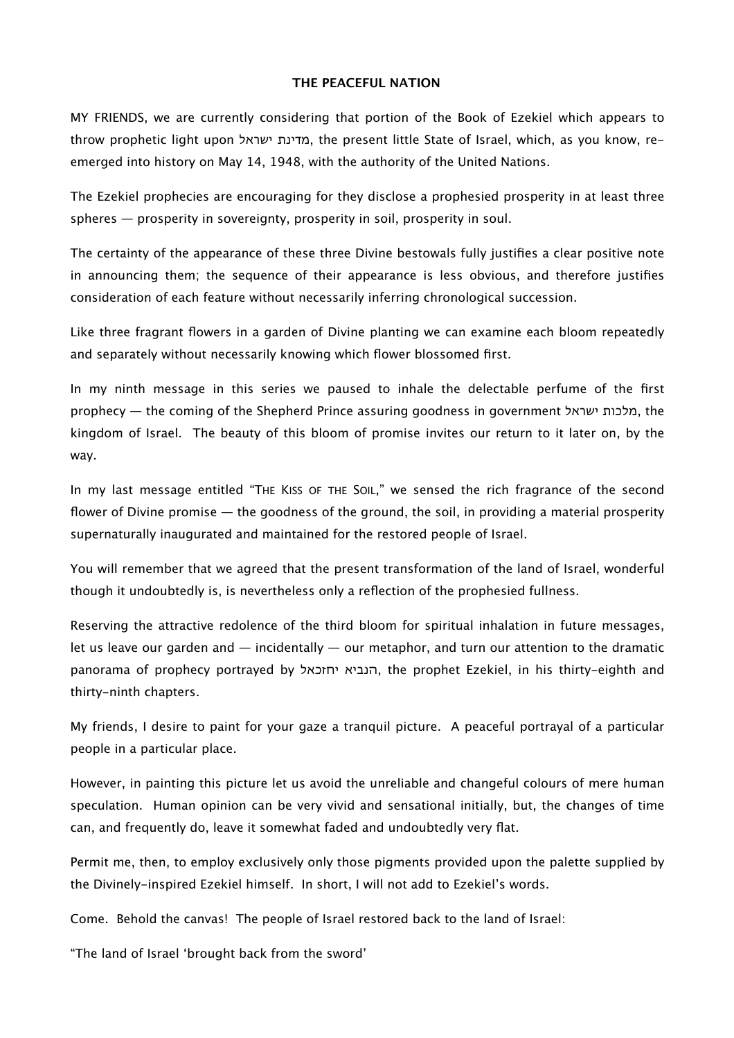# THE PEACEFUL NATION

MY FRIENDS, we are currently considering that portion of the Book of Ezekiel which appears to throw prophetic light upon מדינת ישראל, the present little State of Israel, which, as you know, re-emerged into history on May 14, 1948, with the authority of the United Nations.

The Ezekiel prophecies are encouraging for they disclose a prophesied prosperity in at least three spheres — prosperity in sovereignty, prosperity in soil, prosperity in soul.

The certainty of the appearance of these three Divine bestowals fully justifies a clear positive note in announcing them; the sequence of their appearance is less obvious, and therefore justifies consideration of each feature without necessarily inferring chronological succession.

Like three fragrant flowers in a garden of Divine planting we can examine each bloom repeatedly and separately without necessarily knowing which flower blossomed first.

In my ninth message in this series we paused to inhale the delectable perfume of the first prophecy — the coming of the Shepherd Prince assuring goodness in government מלכות ישראל, the kingdom of Israel. The beauty of this bloom of promise invites our return to it later on, by the way.

In my last message entitled "THE KISS OF THE SOIL," we sensed the rich fragrance of the second flower of Divine promise — the goodness of the ground, the soil, in providing a material prosperity supernaturally inaugurated and maintained for the restored people of Israel.

You will remember that we agreed that the present transformation of the land of Israel, wonderful though it undoubtedly is, is nevertheless only a reflection of the prophesied fullness.

Reserving the attractive redolence of the third bloom for spiritual inhalation in future messages, let us leave our garden and — incidentally — our metaphor, and turn our attention to the dramatic panorama of prophecy portrayed by הנביא יחזכאל, the prophet Ezekiel, in his thirty-eighth and thirty-ninth chapters.

My friends, I desire to paint for your gaze a tranquil picture. A peaceful portrayal of a particular people in a particular place.

However, in painting this picture let us avoid the unreliable and changeful colours of mere human speculation. Human opinion can be very vivid and sensational initially, but, the changes of time can, and frequently do, leave it somewhat faded and undoubtedly very flat.

Permit me, then, to employ exclusively only those pigments provided upon the palette supplied by the Divinely-inspired Ezekiel himself. In short, I will not add to Ezekiel's words.

Come. Behold the canvas! The people of Israel restored back to the land of Israel:

"The land of Israel 'brought back from the sword'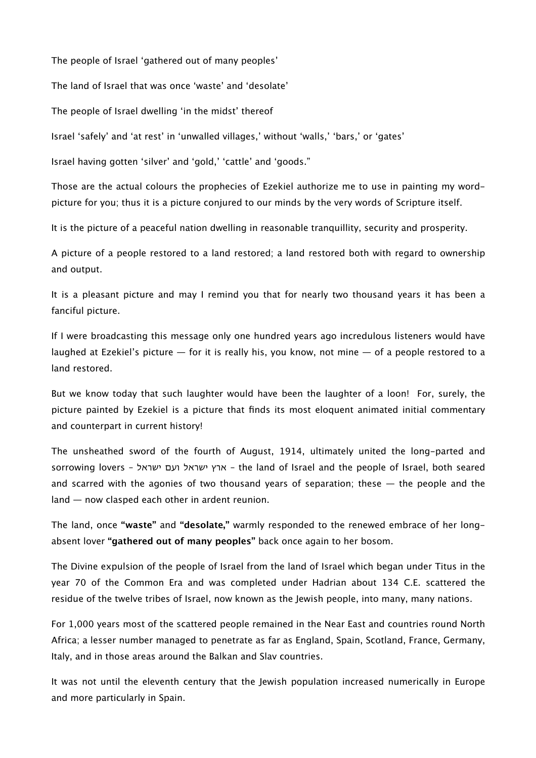The people of Israel 'gathered out of many peoples'

The land of Israel that was once 'waste' and 'desolate'

The people of Israel dwelling 'in the midst' thereof

Israel 'safely' and 'at rest' in 'unwalled villages,' without 'walls,' 'bars,' or 'gates'

Israel having gotten 'silver' and 'gold,' 'cattle' and 'goods."

Those are the actual colours the prophecies of Ezekiel authorize me to use in painting my word-picture for you; thus it is a picture conjured to our minds by the very words of Scripture itself.

It is the picture of a peaceful nation dwelling in reasonable tranquillity, security and prosperity.

A picture of a people restored to a land restored; a land restored both with regard to ownership and output.

It is a pleasant picture and may I remind you that for nearly two thousand years it has been a fanciful picture.

If I were broadcasting this message only one hundred years ago incredulous listeners would have laughed at Ezekiel's picture — for it is really his, you know, not mine — of a people restored to a land restored.

But we know today that such laughter would have been the laughter of a loon! For, surely, the picture painted by Ezekiel is a picture that finds its most eloquent animated initial commentary and counterpart in current history!

The unsheathed sword of the fourth of August, 1914, ultimately united the long-parted and sorrowing lovers – ארץ ישראל ועם ישראל – the land of Israel and the people of Israel, both seared and scarred with the agonies of two thousand years of separation; these — the people and the land — now clasped each other in ardent reunion.

The land, once **"waste"** and **"desolate,"** warmly responded to the renewed embrace of her long-absent lover **"gathered out of many peoples"** back once again to her bosom.

The Divine expulsion of the people of Israel from the land of Israel which began under Titus in the year 70 of the Common Era and was completed under Hadrian about 134 C.E. scattered the residue of the twelve tribes of Israel, now known as the Jewish people, into many, many nations.

For 1,000 years most of the scattered people remained in the Near East and countries round North Africa; a lesser number managed to penetrate as far as England, Spain, Scotland, France, Germany, Italy, and in those areas around the Balkan and Slav countries.

It was not until the eleventh century that the Jewish population increased numerically in Europe and more particularly in Spain.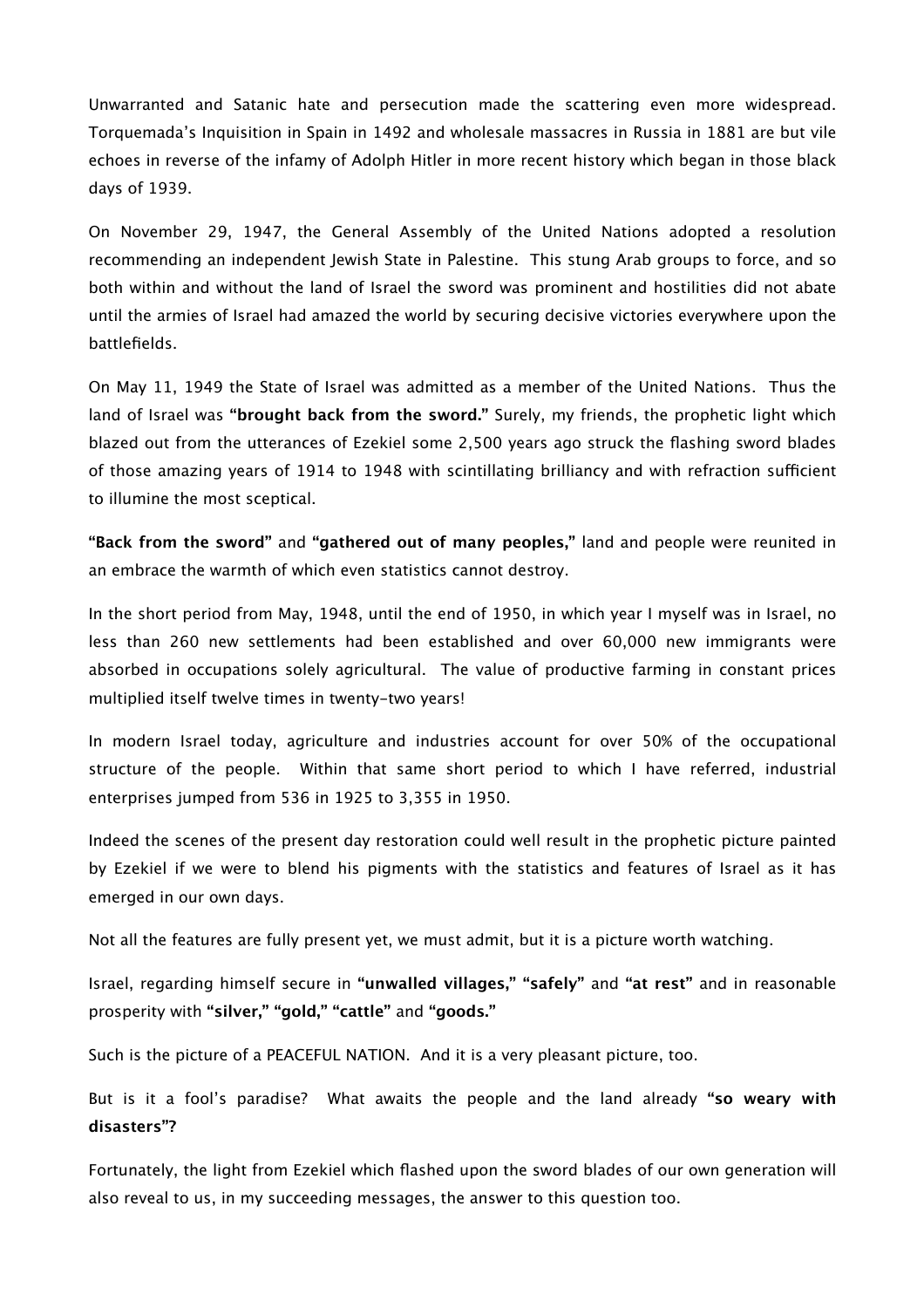Unwarranted and Satanic hate and persecution made the scattering even more widespread. Torquemada's Inquisition in Spain in 1492 and wholesale massacres in Russia in 1881 are but vile echoes in reverse of the infamy of Adolph Hitler in more recent history which began in those black days of 1939.

On November 29, 1947, the General Assembly of the United Nations adopted a resolution recommending an independent Jewish State in Palestine. This stung Arab groups to force, and so both within and without the land of Israel the sword was prominent and hostilities did not abate until the armies of Israel had amazed the world by securing decisive victories everywhere upon the battlefields.

On May 11, 1949 the State of Israel was admitted as a member of the United Nations. Thus the land of Israel was **"brought back from the sword."** Surely, my friends, the prophetic light which blazed out from the utterances of Ezekiel some 2,500 years ago struck the flashing sword blades of those amazing years of 1914 to 1948 with scintillating brilliancy and with refraction sufficient to illumine the most sceptical.

**"Back from the sword"** and **"gathered out of many peoples,"** land and people were reunited in an embrace the warmth of which even statistics cannot destroy.

In the short period from May, 1948, until the end of 1950, in which year I myself was in Israel, no less than 260 new settlements had been established and over 60,000 new immigrants were absorbed in occupations solely agricultural. The value of productive farming in constant prices multiplied itself twelve times in twenty-two years!

In modern Israel today, agriculture and industries account for over 50% of the occupational structure of the people. Within that same short period to which I have referred, industrial enterprises jumped from 536 in 1925 to 3,355 in 1950.

Indeed the scenes of the present day restoration could well result in the prophetic picture painted by Ezekiel if we were to blend his pigments with the statistics and features of Israel as it has emerged in our own days.

Not all the features are fully present yet, we must admit, but it is a picture worth watching.

Israel, regarding himself secure in **"unwalled villages," "safely"** and **"at rest"** and in reasonable prosperity with **"silver," "gold," "cattle"** and **"goods."**

Such is the picture of a PEACEFUL NATION. And it is a very pleasant picture, too.

But is it a fool's paradise? What awaits the people and the land already **"so weary with disasters"?**

Fortunately, the light from Ezekiel which flashed upon the sword blades of our own generation will also reveal to us, in my succeeding messages, the answer to this question too.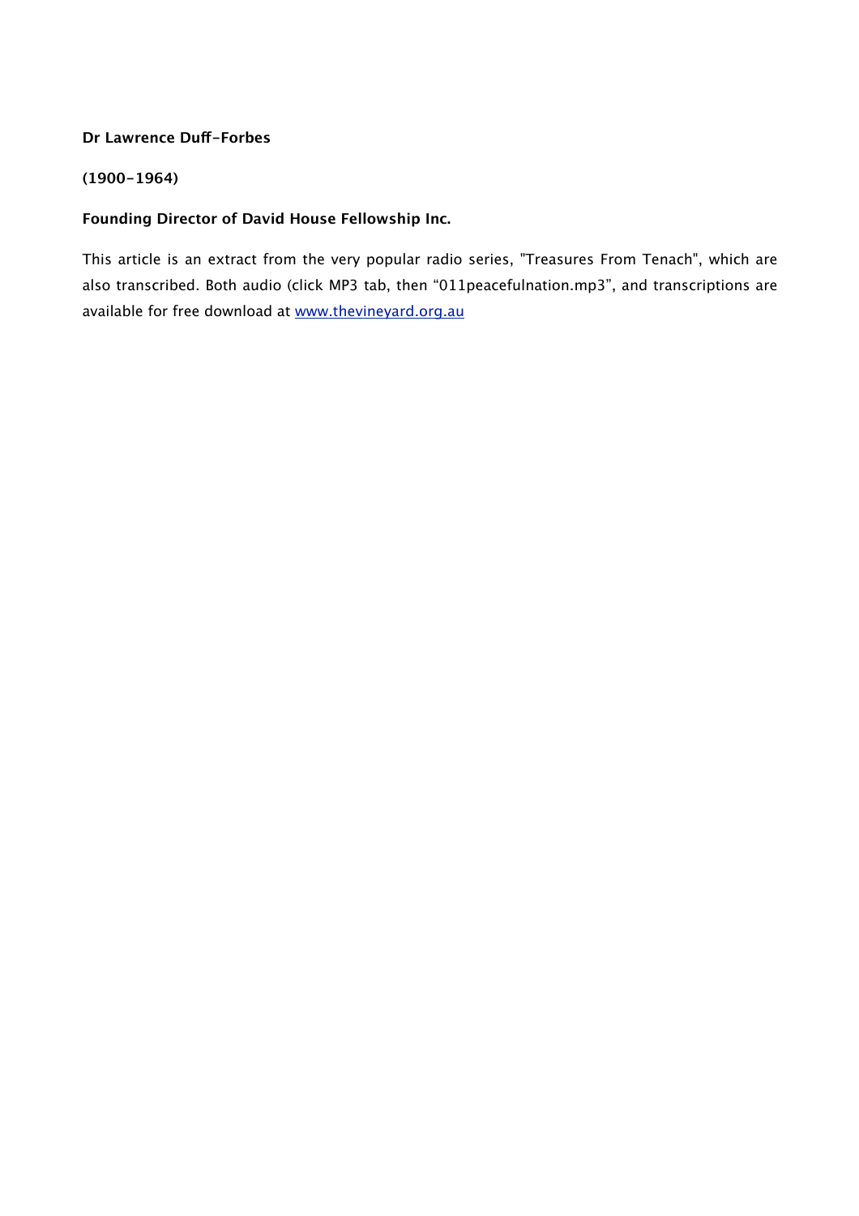**Dr Lawrence Duff-Forbes**

**(1900-1964)**

**Founding Director of David House Fellowship Inc.**

This article is an extract from the very popular radio series, "Treasures From Tenach", which are also transcribed. Both audio (click MP3 tab, then "011peacefulnation.mp3", and transcriptions are available for free download at [www.thevineyard.org.au](http://www.thevineyard.org.au)